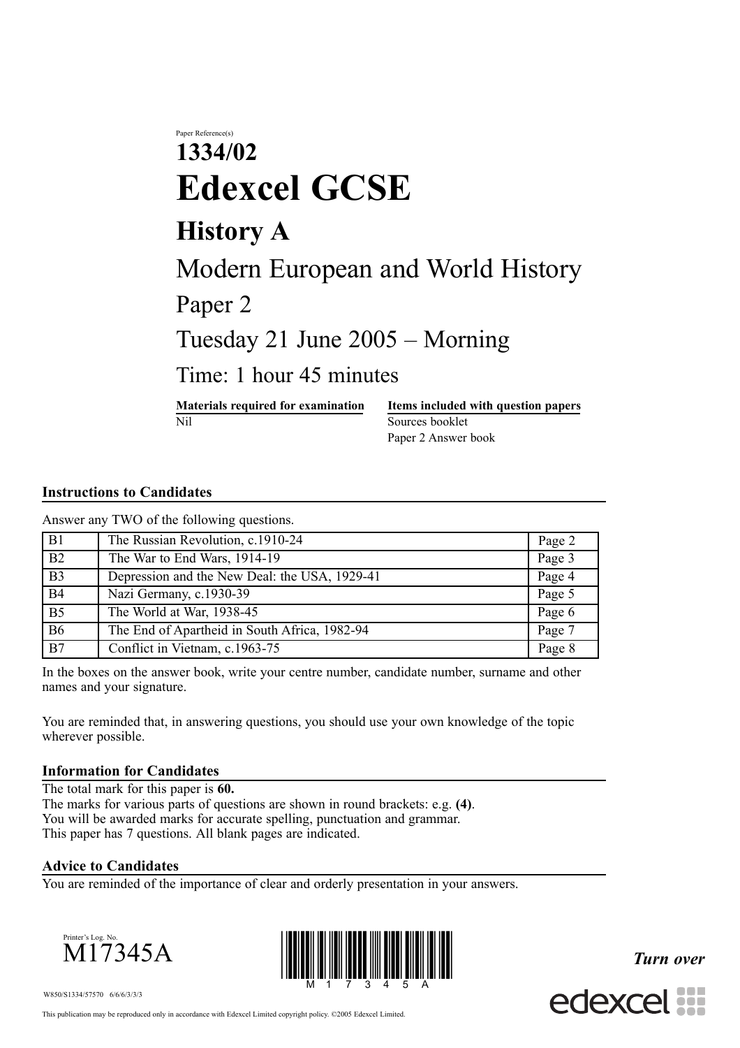Paper Reference(s)

# 1334/02

# Edexcel GCSE

## History A

## Modern European and World History

## Paper 2

## Tuesday 21 June 2005 – Morning

## Time: 1 hour 45 minutes

| **Materials required for examination** | **Items included with question papers** |
| --- | --- |
| Nil | Sources booklet<br>Paper 2 Answer book |

### Instructions to Candidates

Answer any TWO of the following questions.

| | | |
| --- | --- | --- |
| B1 | The Russian Revolution, c.1910-24 | Page 2 |
| B2 | The War to End Wars, 1914-19 | Page 3 |
| B3 | Depression and the New Deal: the USA, 1929-41 | Page 4 |
| B4 | Nazi Germany, c.1930-39 | Page 5 |
| B5 | The World at War, 1938-45 | Page 6 |
| B6 | The End of Apartheid in South Africa, 1982-94 | Page 7 |
| B7 | Conflict in Vietnam, c.1963-75 | Page 8 |

In the boxes on the answer book, write your centre number, candidate number, surname and other names and your signature.

You are reminded that, in answering questions, you should use your own knowledge of the topic wherever possible.

### Information for Candidates

The total mark for this paper is **60.**
The marks for various parts of questions are shown in round brackets: e.g. **(4)**.
You will be awarded marks for accurate spelling, punctuation and grammar.
This paper has 7 questions. All blank pages are indicated.

### Advice to Candidates

You are reminded of the importance of clear and orderly presentation in your answers.

Printer's Log. No.
M17345A

W850/S1334/57570 6/6/6/3/3/3

***Turn over***

This publication may be reproduced only in accordance with Edexcel Limited copyright policy. ©2005 Edexcel Limited.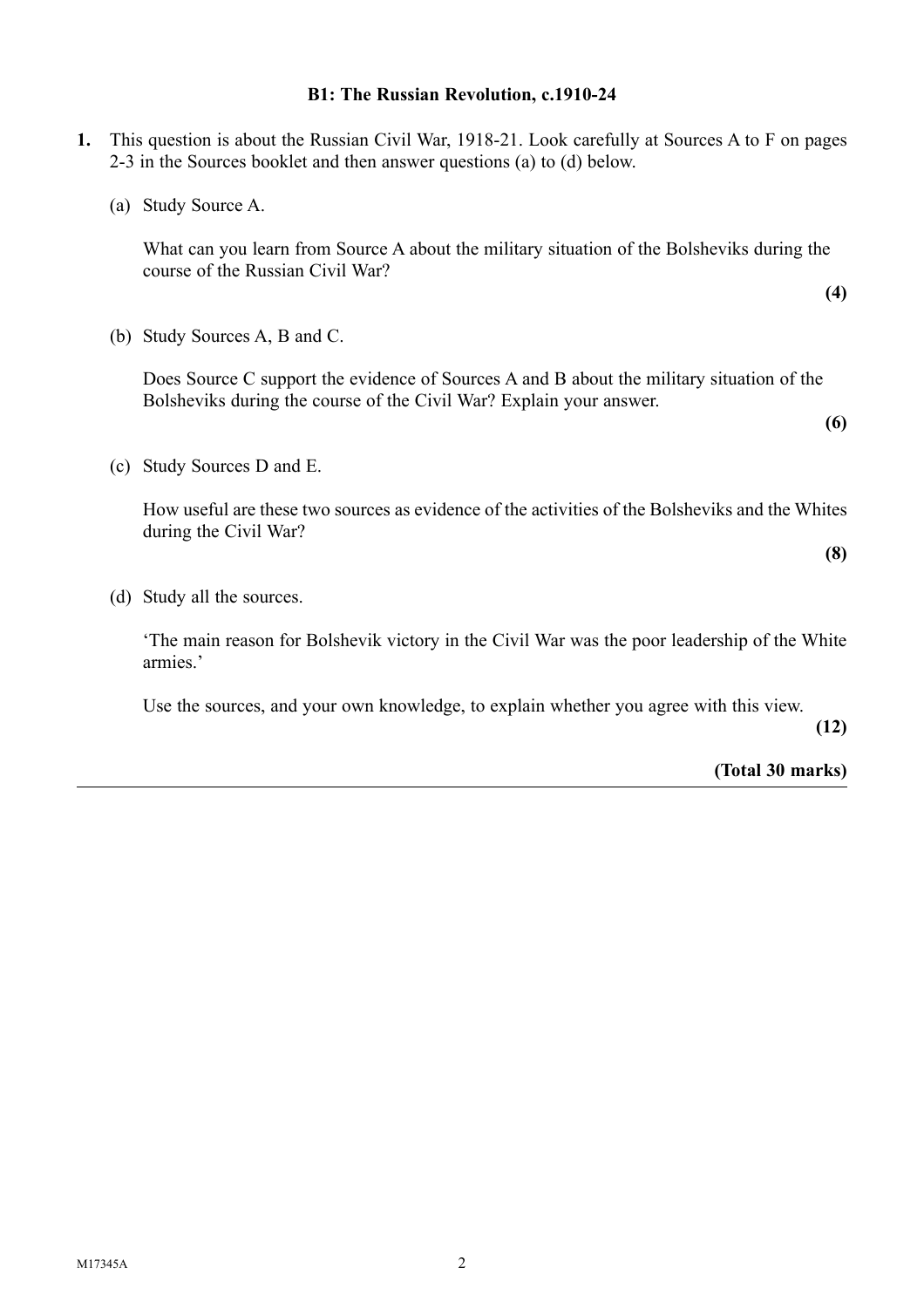## B1: The Russian Revolution, c.1910-24

**1.** This question is about the Russian Civil War, 1918-21. Look carefully at Sources A to F on pages 2-3 in the Sources booklet and then answer questions (a) to (d) below.

(a) Study Source A.

What can you learn from Source A about the military situation of the Bolsheviks during the course of the Russian Civil War?

**(4)**

(b) Study Sources A, B and C.

Does Source C support the evidence of Sources A and B about the military situation of the Bolsheviks during the course of the Civil War? Explain your answer.

**(6)**

(c) Study Sources D and E.

How useful are these two sources as evidence of the activities of the Bolsheviks and the Whites during the Civil War?

**(8)**

(d) Study all the sources.

'The main reason for Bolshevik victory in the Civil War was the poor leadership of the White armies.'

Use the sources, and your own knowledge, to explain whether you agree with this view.

**(12)**

**(Total 30 marks)**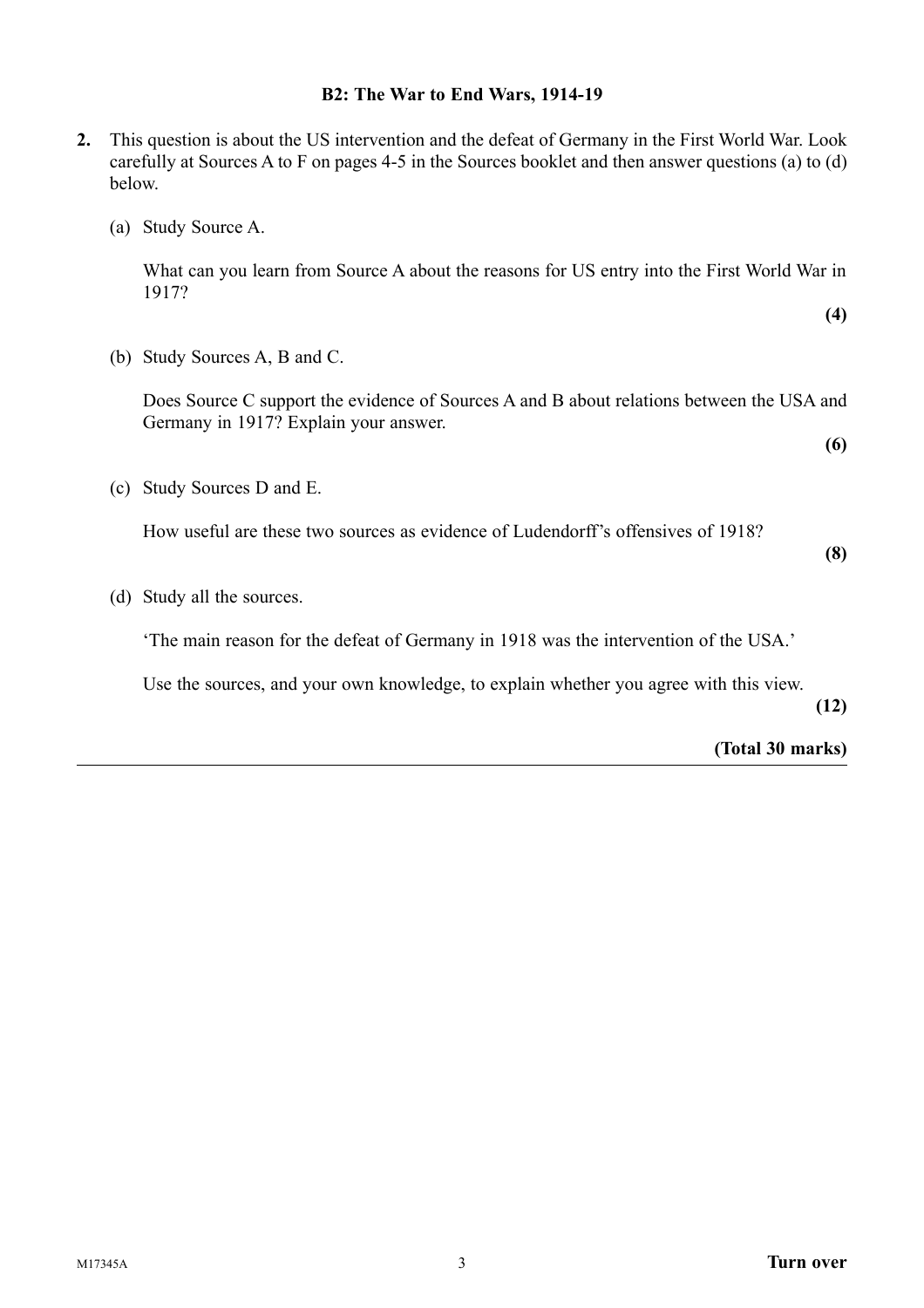## B2: The War to End Wars, 1914-19

**2.** This question is about the US intervention and the defeat of Germany in the First World War. Look carefully at Sources A to F on pages 4-5 in the Sources booklet and then answer questions (a) to (d) below.

(a) Study Source A.

What can you learn from Source A about the reasons for US entry into the First World War in 1917?

**(4)**

(b) Study Sources A, B and C.

Does Source C support the evidence of Sources A and B about relations between the USA and Germany in 1917? Explain your answer.

**(6)**

(c) Study Sources D and E.

How useful are these two sources as evidence of Ludendorff's offensives of 1918?

**(8)**

(d) Study all the sources.

'The main reason for the defeat of Germany in 1918 was the intervention of the USA.'

Use the sources, and your own knowledge, to explain whether you agree with this view.

**(12)**

**(Total 30 marks)**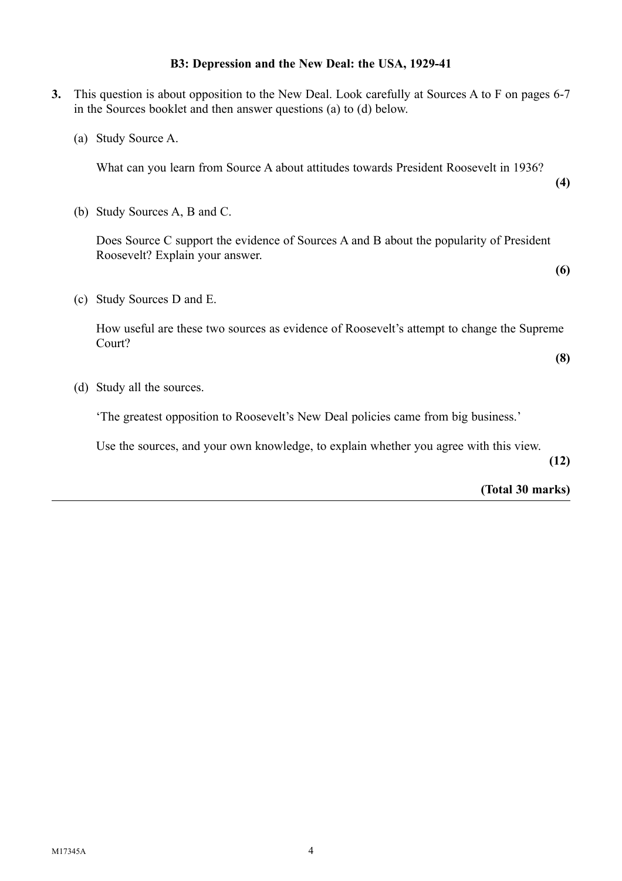## B3: Depression and the New Deal: the USA, 1929-41

**3.** This question is about opposition to the New Deal. Look carefully at Sources A to F on pages 6-7 in the Sources booklet and then answer questions (a) to (d) below.

(a) Study Source A.

What can you learn from Source A about attitudes towards President Roosevelt in 1936?

**(4)**

(b) Study Sources A, B and C.

Does Source C support the evidence of Sources A and B about the popularity of President Roosevelt? Explain your answer.

**(6)**

(c) Study Sources D and E.

How useful are these two sources as evidence of Roosevelt's attempt to change the Supreme Court?

**(8)**

(d) Study all the sources.

'The greatest opposition to Roosevelt's New Deal policies came from big business.'

Use the sources, and your own knowledge, to explain whether you agree with this view.

**(12)**

**(Total 30 marks)**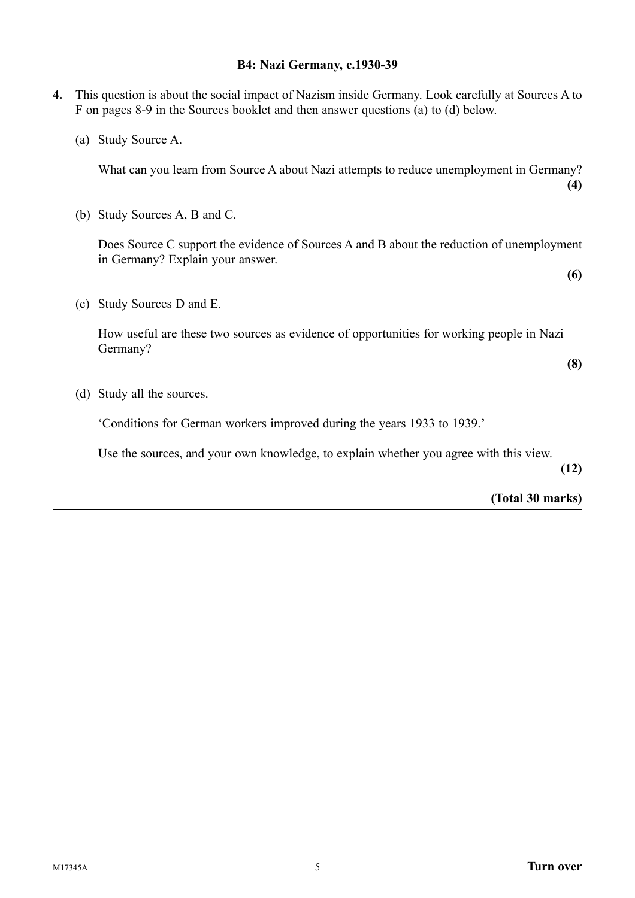## B4: Nazi Germany, c.1930-39

**4.** This question is about the social impact of Nazism inside Germany. Look carefully at Sources A to F on pages 8-9 in the Sources booklet and then answer questions (a) to (d) below.

(a) Study Source A.

What can you learn from Source A about Nazi attempts to reduce unemployment in Germany? **(4)**

(b) Study Sources A, B and C.

Does Source C support the evidence of Sources A and B about the reduction of unemployment in Germany? Explain your answer. **(6)**

(c) Study Sources D and E.

How useful are these two sources as evidence of opportunities for working people in Nazi Germany? **(8)**

(d) Study all the sources.

'Conditions for German workers improved during the years 1933 to 1939.'

Use the sources, and your own knowledge, to explain whether you agree with this view. **(12)**

**(Total 30 marks)**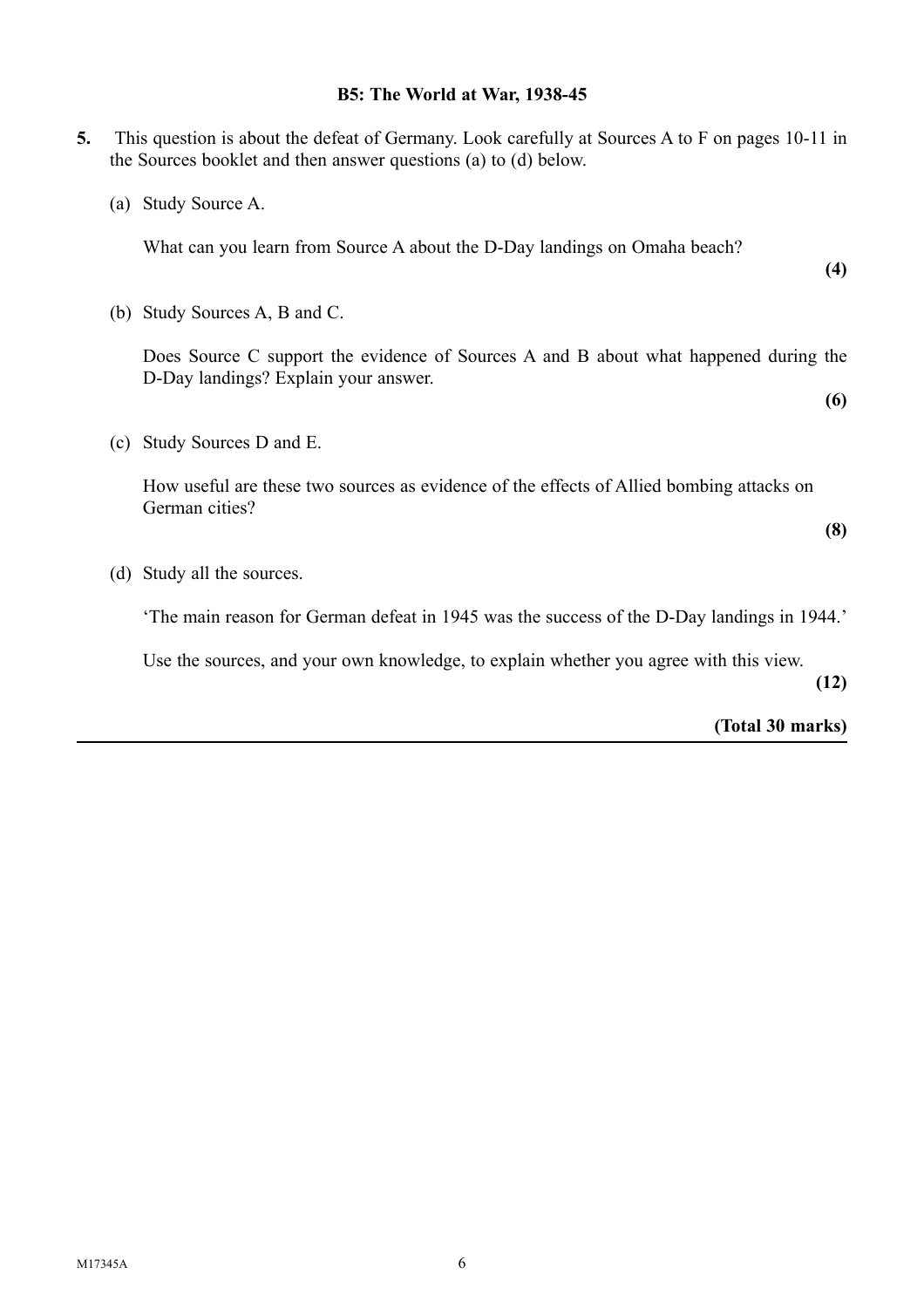## B5: The World at War, 1938-45

**5.** This question is about the defeat of Germany. Look carefully at Sources A to F on pages 10-11 in the Sources booklet and then answer questions (a) to (d) below.

(a) Study Source A.

What can you learn from Source A about the D-Day landings on Omaha beach?

**(4)**

(b) Study Sources A, B and C.

Does Source C support the evidence of Sources A and B about what happened during the D-Day landings? Explain your answer.

**(6)**

(c) Study Sources D and E.

How useful are these two sources as evidence of the effects of Allied bombing attacks on German cities?

**(8)**

(d) Study all the sources.

'The main reason for German defeat in 1945 was the success of the D-Day landings in 1944.'

Use the sources, and your own knowledge, to explain whether you agree with this view.

**(12)**

**(Total 30 marks)**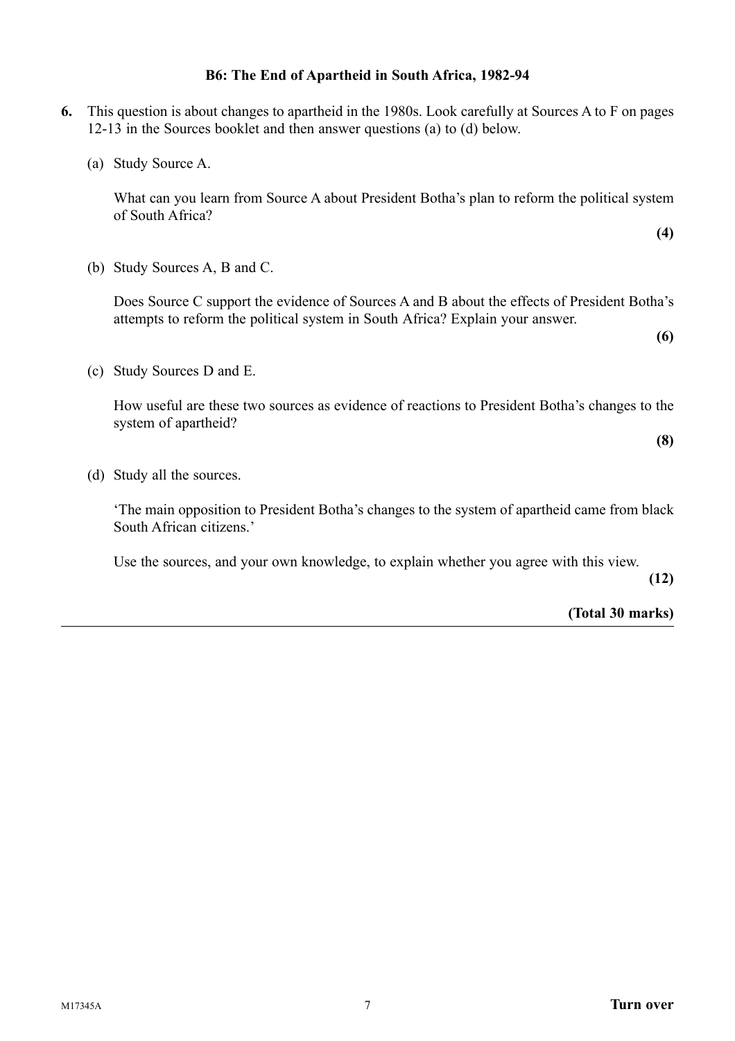## B6: The End of Apartheid in South Africa, 1982-94

**6.** This question is about changes to apartheid in the 1980s. Look carefully at Sources A to F on pages 12-13 in the Sources booklet and then answer questions (a) to (d) below.

(a) Study Source A.

What can you learn from Source A about President Botha's plan to reform the political system of South Africa?

**(4)**

(b) Study Sources A, B and C.

Does Source C support the evidence of Sources A and B about the effects of President Botha's attempts to reform the political system in South Africa? Explain your answer.

**(6)**

(c) Study Sources D and E.

How useful are these two sources as evidence of reactions to President Botha's changes to the system of apartheid?

**(8)**

(d) Study all the sources.

'The main opposition to President Botha's changes to the system of apartheid came from black South African citizens.'

Use the sources, and your own knowledge, to explain whether you agree with this view.

**(12)**

**(Total 30 marks)**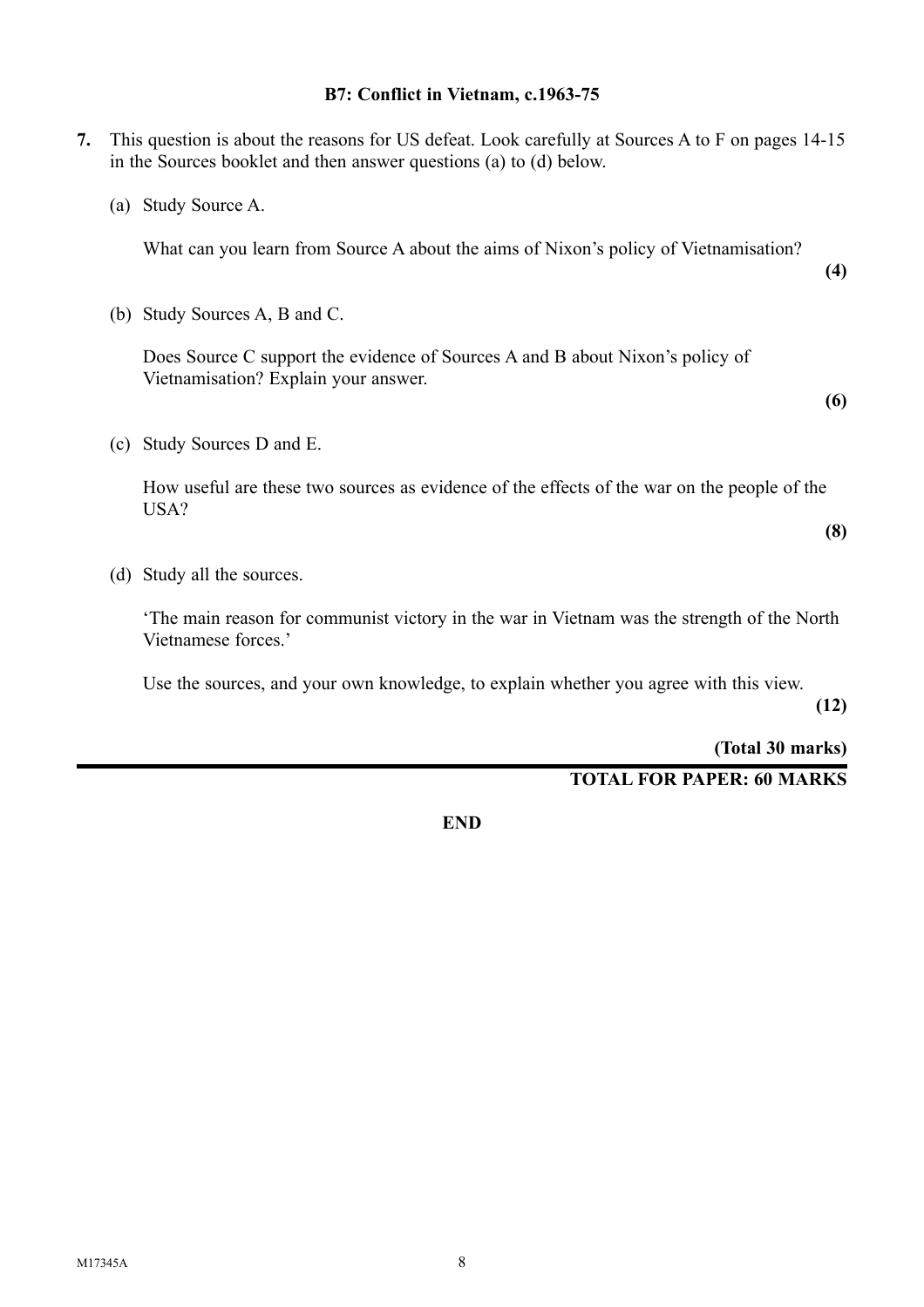**B7: Conflict in Vietnam, c.1963-75**

**7.** This question is about the reasons for US defeat. Look carefully at Sources A to F on pages 14-15 in the Sources booklet and then answer questions (a) to (d) below.

(a) Study Source A.

What can you learn from Source A about the aims of Nixon's policy of Vietnamisation?

**(4)**

(b) Study Sources A, B and C.

Does Source C support the evidence of Sources A and B about Nixon's policy of Vietnamisation? Explain your answer.

**(6)**

(c) Study Sources D and E.

How useful are these two sources as evidence of the effects of the war on the people of the USA?

**(8)**

(d) Study all the sources.

'The main reason for communist victory in the war in Vietnam was the strength of the North Vietnamese forces.'

Use the sources, and your own knowledge, to explain whether you agree with this view.

**(12)**

**(Total 30 marks)**

**TOTAL FOR PAPER: 60 MARKS**

**END**